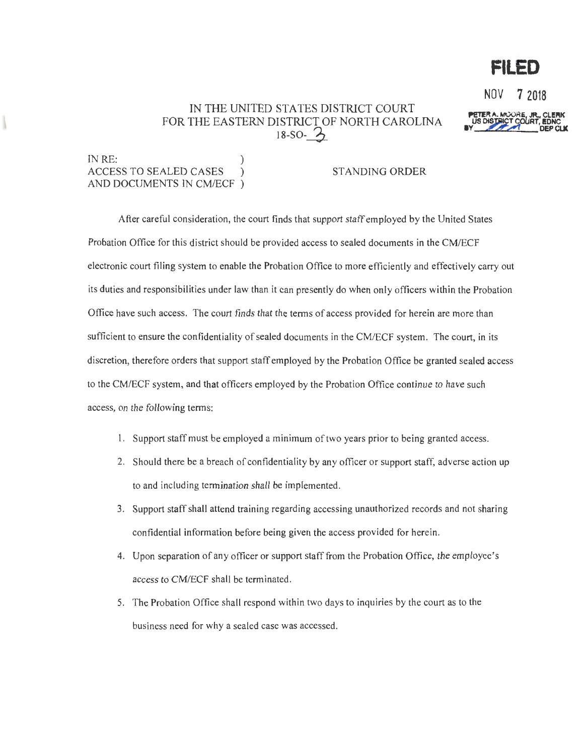**FILED**

NOV 7 2018

PETER A. MOORE, JR., CLERK
US DISTRICT COURT, EDNC
BY ______ DEP CLK

IN THE UNITED STATES DISTRICT COURT
FOR THE EASTERN DISTRICT OF NORTH CAROLINA
18-SO-3

IN RE: )
ACCESS TO SEALED CASES ) STANDING ORDER
AND DOCUMENTS IN CM/ECF )

After careful consideration, the court finds that support staff employed by the United States Probation Office for this district should be provided access to sealed documents in the CM/ECF electronic court filing system to enable the Probation Office to more efficiently and effectively carry out its duties and responsibilities under law than it can presently do when only officers within the Probation Office have such access. The court finds that the terms of access provided for herein are more than sufficient to ensure the confidentiality of sealed documents in the CM/ECF system. The court, in its discretion, therefore orders that support staff employed by the Probation Office be granted sealed access to the CM/ECF system, and that officers employed by the Probation Office continue to have such access, on the following terms:

1. Support staff must be employed a minimum of two years prior to being granted access.
2. Should there be a breach of confidentiality by any officer or support staff, adverse action up to and including termination shall be implemented.
3. Support staff shall attend training regarding accessing unauthorized records and not sharing confidential information before being given the access provided for herein.
4. Upon separation of any officer or support staff from the Probation Office, the employee's access to CM/ECF shall be terminated.
5. The Probation Office shall respond within two days to inquiries by the court as to the business need for why a sealed case was accessed.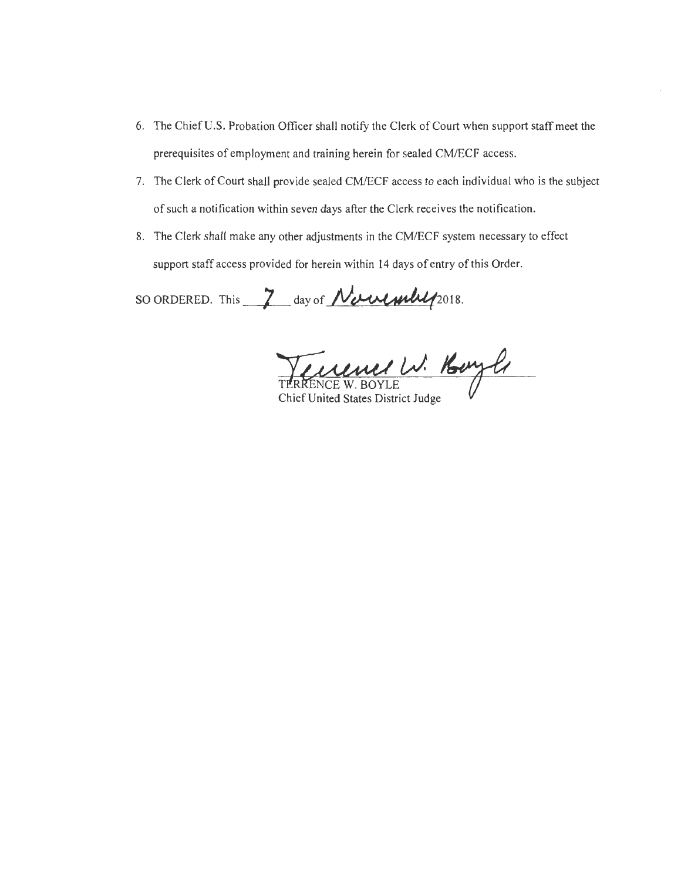6. The Chief U.S. Probation Officer shall notify the Clerk of Court when support staff meet the prerequisites of employment and training herein for sealed CM/ECF access.
7. The Clerk of Court shall provide sealed CM/ECF access to each individual who is the subject of such a notification within seven days after the Clerk receives the notification.
8. The Clerk shall make any other adjustments in the CM/ECF system necessary to effect support staff access provided for herein within 14 days of entry of this Order.

SO ORDERED. This 7 day of November 2018.

TERRENCE W. BOYLE
Chief United States District Judge